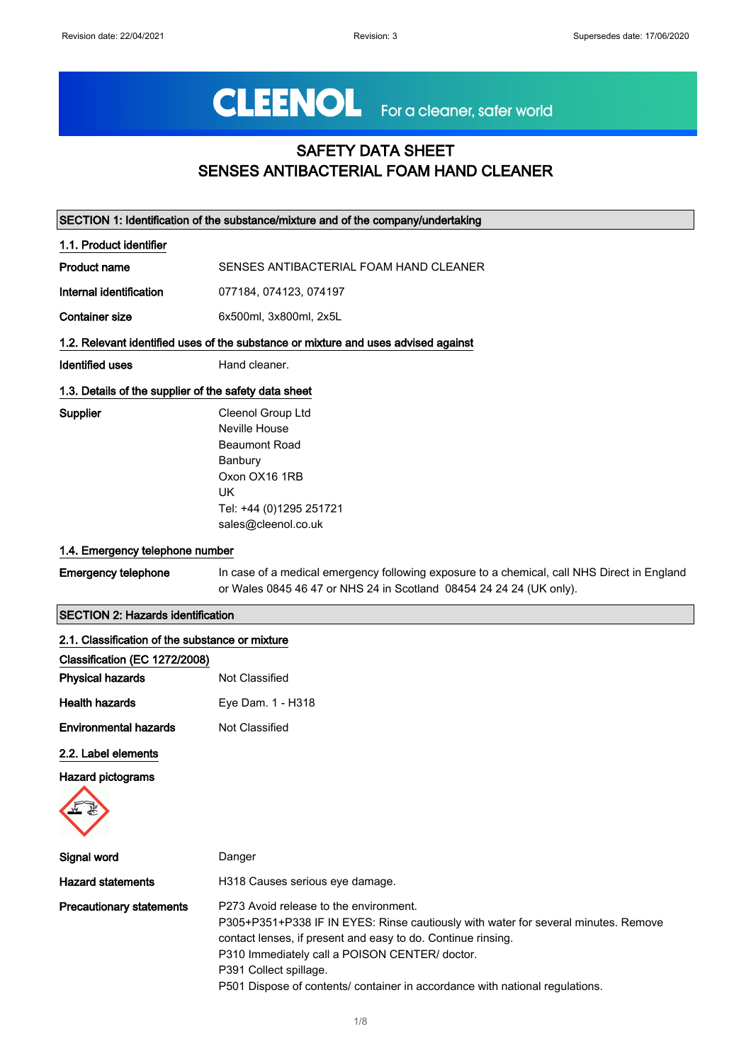CLEENOL For a cleaner, safer world

# SAFETY DATA SHEET
# SENSES ANTIBACTERIAL FOAM HAND CLEANER

## SECTION 1: Identification of the substance/mixture and of the company/undertaking

### 1.1. Product identifier

**Product name** SENSES ANTIBACTERIAL FOAM HAND CLEANER

**Internal identification** 077184, 074123, 074197

**Container size** 6x500ml, 3x800ml, 2x5L

### 1.2. Relevant identified uses of the substance or mixture and uses advised against

**Identified uses** Hand cleaner.

### 1.3. Details of the supplier of the safety data sheet

**Supplier**
Cleenol Group Ltd
Neville House
Beaumont Road
Banbury
Oxon OX16 1RB
UK
Tel: +44 (0)1295 251721
sales@cleenol.co.uk

### 1.4. Emergency telephone number

**Emergency telephone** In case of a medical emergency following exposure to a chemical, call NHS Direct in England or Wales 0845 46 47 or NHS 24 in Scotland 08454 24 24 24 (UK only).

## SECTION 2: Hazards identification

### 2.1. Classification of the substance or mixture

**Classification (EC 1272/2008)**

**Physical hazards** Not Classified

**Health hazards** Eye Dam. 1 - H318

**Environmental hazards** Not Classified

### 2.2. Label elements

**Hazard pictograms**

**Signal word** Danger

**Hazard statements** H318 Causes serious eye damage.

**Precautionary statements**
P273 Avoid release to the environment.
P305+P351+P338 IF IN EYES: Rinse cautiously with water for several minutes. Remove contact lenses, if present and easy to do. Continue rinsing.
P310 Immediately call a POISON CENTER/ doctor.
P391 Collect spillage.
P501 Dispose of contents/ container in accordance with national regulations.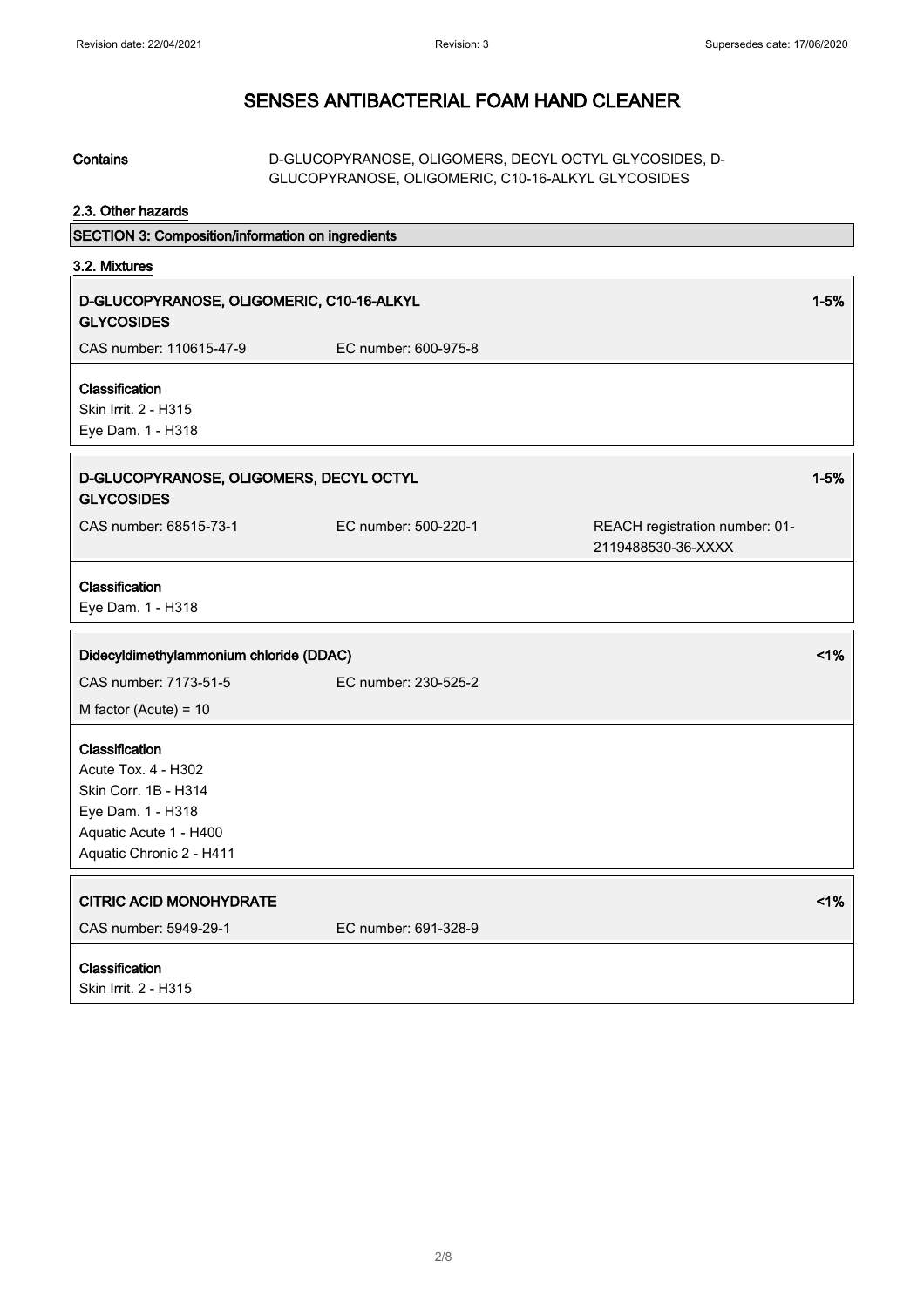# SENSES ANTIBACTERIAL FOAM HAND CLEANER

**Contains** D-GLUCOPYRANOSE, OLIGOMERS, DECYL OCTYL GLYCOSIDES, D-GLUCOPYRANOSE, OLIGOMERIC, C10-16-ALKYL GLYCOSIDES

### 2.3. Other hazards

## SECTION 3: Composition/information on ingredients

### 3.2. Mixtures

**D-GLUCOPYRANOSE, OLIGOMERIC, C10-16-ALKYL GLYCOSIDES** 1-5%

CAS number: 110615-47-9 EC number: 600-975-8

**Classification**
Skin Irrit. 2 - H315
Eye Dam. 1 - H318

**D-GLUCOPYRANOSE, OLIGOMERS, DECYL OCTYL GLYCOSIDES** 1-5%

CAS number: 68515-73-1 EC number: 500-220-1 REACH registration number: 01-2119488530-36-XXXX

**Classification**
Eye Dam. 1 - H318

**Didecyldimethylammonium chloride (DDAC)** <1%

CAS number: 7173-51-5 EC number: 230-525-2

M factor (Acute) = 10

**Classification**
Acute Tox. 4 - H302
Skin Corr. 1B - H314
Eye Dam. 1 - H318
Aquatic Acute 1 - H400
Aquatic Chronic 2 - H411

**CITRIC ACID MONOHYDRATE** <1%

CAS number: 5949-29-1 EC number: 691-328-9

**Classification**
Skin Irrit. 2 - H315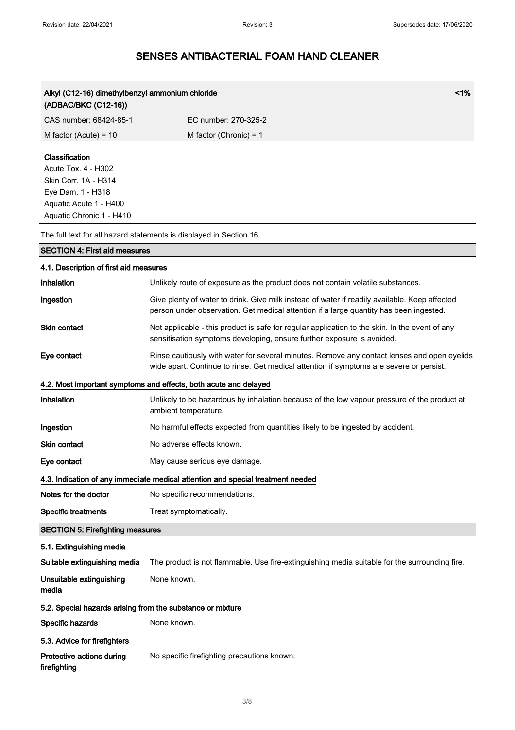# SENSES ANTIBACTERIAL FOAM HAND CLEANER

| **Alkyl (C12-16) dimethylbenzyl ammonium chloride (ADBAC/BKC (C12-16))** | **<1%** |
|---|---|
| CAS number: 68424-85-1 | EC number: 270-325-2 |
| M factor (Acute) = 10 | M factor (Chronic) = 1 |

**Classification**
Acute Tox. 4 - H302
Skin Corr. 1A - H314
Eye Dam. 1 - H318
Aquatic Acute 1 - H400
Aquatic Chronic 1 - H410

The full text for all hazard statements is displayed in Section 16.

## SECTION 4: First aid measures

### 4.1. Description of first aid measures

| | |
|---|---|
| **Inhalation** | Unlikely route of exposure as the product does not contain volatile substances. |
| **Ingestion** | Give plenty of water to drink. Give milk instead of water if readily available. Keep affected person under observation. Get medical attention if a large quantity has been ingested. |
| **Skin contact** | Not applicable - this product is safe for regular application to the skin. In the event of any sensitisation symptoms developing, ensure further exposure is avoided. |
| **Eye contact** | Rinse cautiously with water for several minutes. Remove any contact lenses and open eyelids wide apart. Continue to rinse. Get medical attention if symptoms are severe or persist. |

### 4.2. Most important symptoms and effects, both acute and delayed

| | |
|---|---|
| **Inhalation** | Unlikely to be hazardous by inhalation because of the low vapour pressure of the product at ambient temperature. |
| **Ingestion** | No harmful effects expected from quantities likely to be ingested by accident. |
| **Skin contact** | No adverse effects known. |
| **Eye contact** | May cause serious eye damage. |

### 4.3. Indication of any immediate medical attention and special treatment needed

| | |
|---|---|
| **Notes for the doctor** | No specific recommendations. |
| **Specific treatments** | Treat symptomatically. |

## SECTION 5: Firefighting measures

### 5.1. Extinguishing media

| | |
|---|---|
| **Suitable extinguishing media** | The product is not flammable. Use fire-extinguishing media suitable for the surrounding fire. |
| **Unsuitable extinguishing media** | None known. |

### 5.2. Special hazards arising from the substance or mixture

| | |
|---|---|
| **Specific hazards** | None known. |

### 5.3. Advice for firefighters

| | |
|---|---|
| **Protective actions during firefighting** | No specific firefighting precautions known. |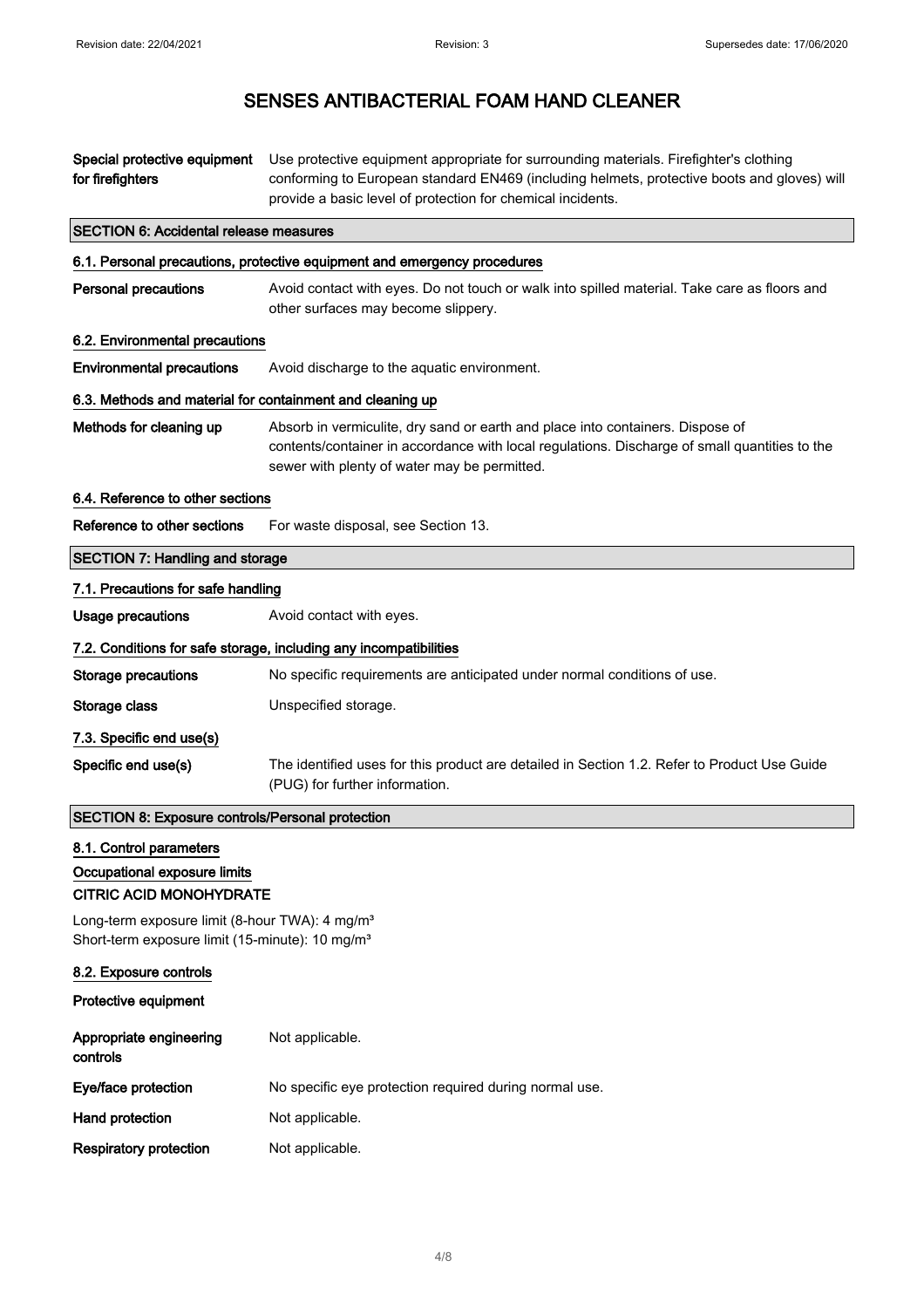# SENSES ANTIBACTERIAL FOAM HAND CLEANER

| | |
|---|---|
| **Special protective equipment for firefighters** | Use protective equipment appropriate for surrounding materials. Firefighter's clothing conforming to European standard EN469 (including helmets, protective boots and gloves) will provide a basic level of protection for chemical incidents. |

## SECTION 6: Accidental release measures

### 6.1. Personal precautions, protective equipment and emergency procedures

| | |
|---|---|
| **Personal precautions** | Avoid contact with eyes. Do not touch or walk into spilled material. Take care as floors and other surfaces may become slippery. |

### 6.2. Environmental precautions

| | |
|---|---|
| **Environmental precautions** | Avoid discharge to the aquatic environment. |

### 6.3. Methods and material for containment and cleaning up

| | |
|---|---|
| **Methods for cleaning up** | Absorb in vermiculite, dry sand or earth and place into containers. Dispose of contents/container in accordance with local regulations. Discharge of small quantities to the sewer with plenty of water may be permitted. |

### 6.4. Reference to other sections

| | |
|---|---|
| **Reference to other sections** | For waste disposal, see Section 13. |

## SECTION 7: Handling and storage

### 7.1. Precautions for safe handling

| | |
|---|---|
| **Usage precautions** | Avoid contact with eyes. |

### 7.2. Conditions for safe storage, including any incompatibilities

| | |
|---|---|
| **Storage precautions** | No specific requirements are anticipated under normal conditions of use. |
| **Storage class** | Unspecified storage. |

### 7.3. Specific end use(s)

| | |
|---|---|
| **Specific end use(s)** | The identified uses for this product are detailed in Section 1.2. Refer to Product Use Guide (PUG) for further information. |

## SECTION 8: Exposure controls/Personal protection

### 8.1. Control parameters

#### Occupational exposure limits

**CITRIC ACID MONOHYDRATE**

Long-term exposure limit (8-hour TWA): 4 mg/m³
Short-term exposure limit (15-minute): 10 mg/m³

### 8.2. Exposure controls

**Protective equipment**

| | |
|---|---|
| **Appropriate engineering controls** | Not applicable. |
| **Eye/face protection** | No specific eye protection required during normal use. |
| **Hand protection** | Not applicable. |
| **Respiratory protection** | Not applicable. |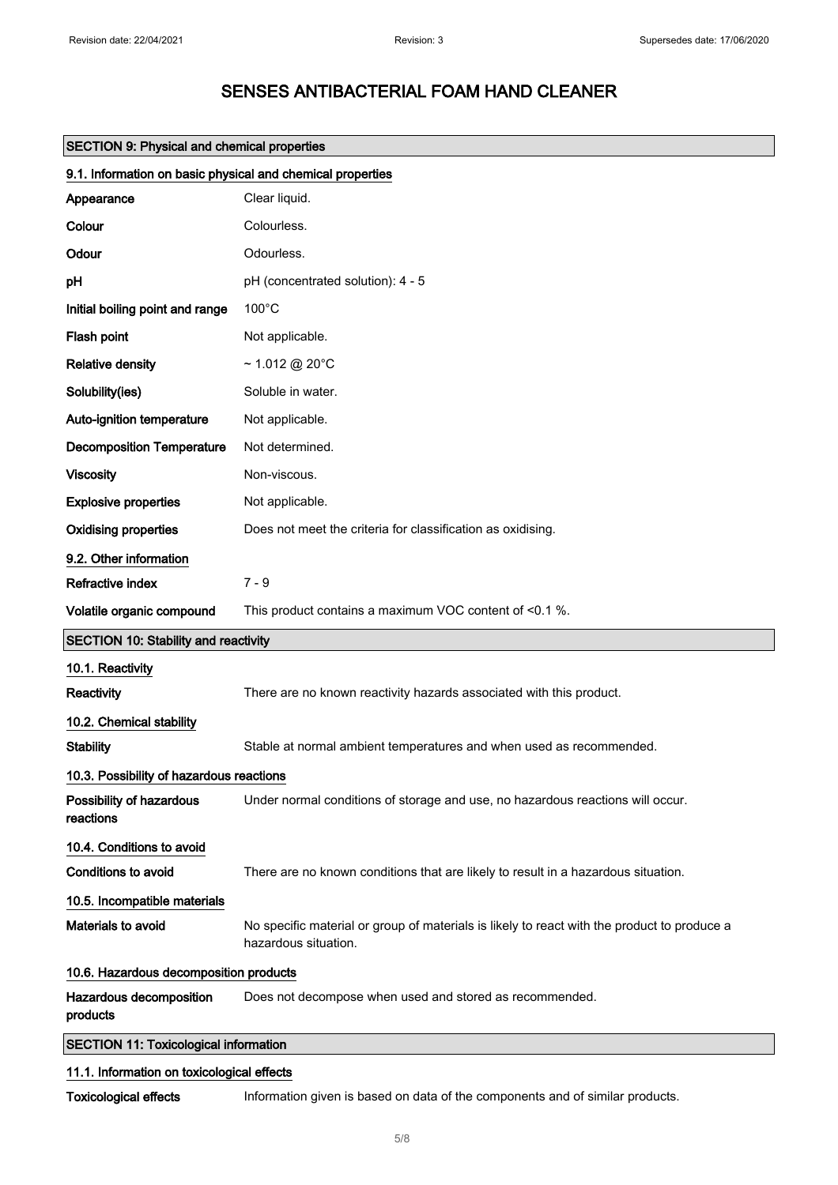# SENSES ANTIBACTERIAL FOAM HAND CLEANER

## SECTION 9: Physical and chemical properties

### 9.1. Information on basic physical and chemical properties

| | |
|---|---|
| **Appearance** | Clear liquid. |
| **Colour** | Colourless. |
| **Odour** | Odourless. |
| **pH** | pH (concentrated solution): 4 - 5 |
| **Initial boiling point and range** | 100°C |
| **Flash point** | Not applicable. |
| **Relative density** | ~ 1.012 @ 20°C |
| **Solubility(ies)** | Soluble in water. |
| **Auto-ignition temperature** | Not applicable. |
| **Decomposition Temperature** | Not determined. |
| **Viscosity** | Non-viscous. |
| **Explosive properties** | Not applicable. |
| **Oxidising properties** | Does not meet the criteria for classification as oxidising. |

### 9.2. Other information

| | |
|---|---|
| **Refractive index** | 7 - 9 |
| **Volatile organic compound** | This product contains a maximum VOC content of <0.1 %. |

## SECTION 10: Stability and reactivity

### 10.1. Reactivity

**Reactivity** There are no known reactivity hazards associated with this product.

### 10.2. Chemical stability

**Stability** Stable at normal ambient temperatures and when used as recommended.

### 10.3. Possibility of hazardous reactions

**Possibility of hazardous reactions** Under normal conditions of storage and use, no hazardous reactions will occur.

### 10.4. Conditions to avoid

**Conditions to avoid** There are no known conditions that are likely to result in a hazardous situation.

### 10.5. Incompatible materials

**Materials to avoid** No specific material or group of materials is likely to react with the product to produce a hazardous situation.

### 10.6. Hazardous decomposition products

**Hazardous decomposition products** Does not decompose when used and stored as recommended.

## SECTION 11: Toxicological information

### 11.1. Information on toxicological effects

**Toxicological effects** Information given is based on data of the components and of similar products.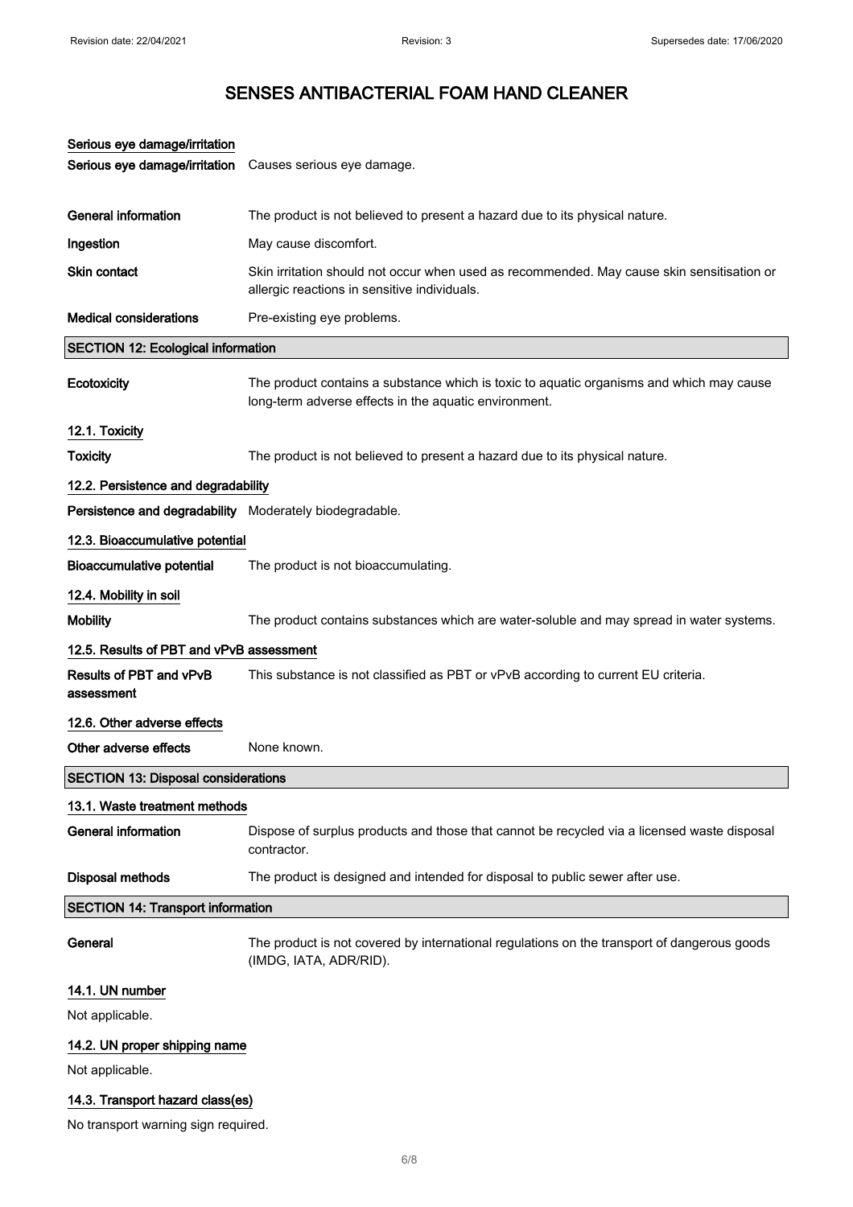# SENSES ANTIBACTERIAL FOAM HAND CLEANER

**Serious eye damage/irritation**

| | |
|---|---|
| **Serious eye damage/irritation** | Causes serious eye damage. |
| **General information** | The product is not believed to present a hazard due to its physical nature. |
| **Ingestion** | May cause discomfort. |
| **Skin contact** | Skin irritation should not occur when used as recommended. May cause skin sensitisation or allergic reactions in sensitive individuals. |
| **Medical considerations** | Pre-existing eye problems. |

## SECTION 12: Ecological information

| | |
|---|---|
| **Ecotoxicity** | The product contains a substance which is toxic to aquatic organisms and which may cause long-term adverse effects in the aquatic environment. |

### 12.1. Toxicity

| | |
|---|---|
| **Toxicity** | The product is not believed to present a hazard due to its physical nature. |

### 12.2. Persistence and degradability

| | |
|---|---|
| **Persistence and degradability** | Moderately biodegradable. |

### 12.3. Bioaccumulative potential

| | |
|---|---|
| **Bioaccumulative potential** | The product is not bioaccumulating. |

### 12.4. Mobility in soil

| | |
|---|---|
| **Mobility** | The product contains substances which are water-soluble and may spread in water systems. |

### 12.5. Results of PBT and vPvB assessment

| | |
|---|---|
| **Results of PBT and vPvB assessment** | This substance is not classified as PBT or vPvB according to current EU criteria. |

### 12.6. Other adverse effects

| | |
|---|---|
| **Other adverse effects** | None known. |

## SECTION 13: Disposal considerations

### 13.1. Waste treatment methods

| | |
|---|---|
| **General information** | Dispose of surplus products and those that cannot be recycled via a licensed waste disposal contractor. |
| **Disposal methods** | The product is designed and intended for disposal to public sewer after use. |

## SECTION 14: Transport information

| | |
|---|---|
| **General** | The product is not covered by international regulations on the transport of dangerous goods (IMDG, IATA, ADR/RID). |

### 14.1. UN number

Not applicable.

### 14.2. UN proper shipping name

Not applicable.

### 14.3. Transport hazard class(es)

No transport warning sign required.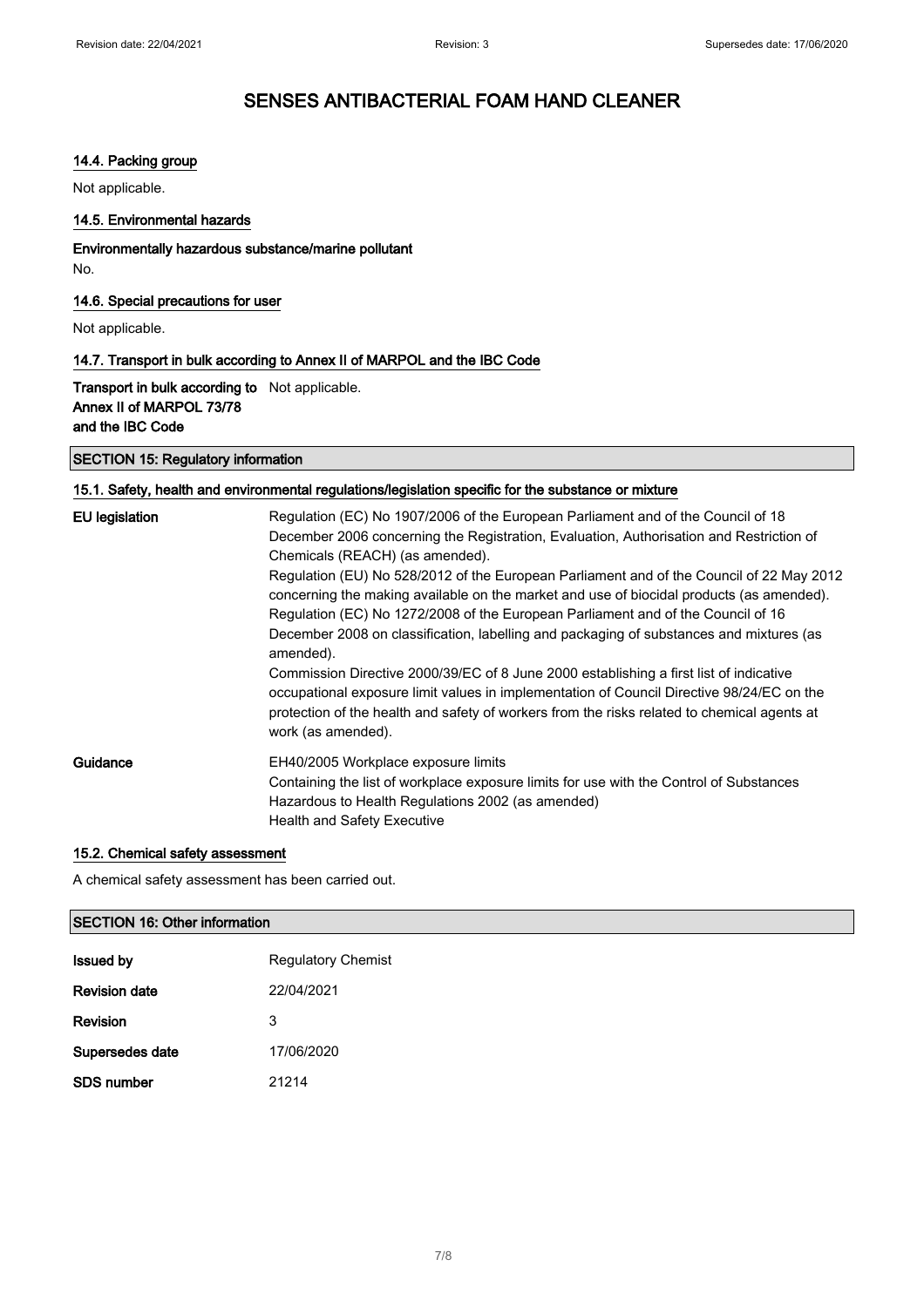# SENSES ANTIBACTERIAL FOAM HAND CLEANER

### 14.4. Packing group

Not applicable.

### 14.5. Environmental hazards

**Environmentally hazardous substance/marine pollutant**

No.

### 14.6. Special precautions for user

Not applicable.

### 14.7. Transport in bulk according to Annex II of MARPOL and the IBC Code

**Transport in bulk according to Annex II of MARPOL 73/78 and the IBC Code** Not applicable.

## SECTION 15: Regulatory information

### 15.1. Safety, health and environmental regulations/legislation specific for the substance or mixture

**EU legislation**

Regulation (EC) No 1907/2006 of the European Parliament and of the Council of 18 December 2006 concerning the Registration, Evaluation, Authorisation and Restriction of Chemicals (REACH) (as amended).
Regulation (EU) No 528/2012 of the European Parliament and of the Council of 22 May 2012 concerning the making available on the market and use of biocidal products (as amended).
Regulation (EC) No 1272/2008 of the European Parliament and of the Council of 16 December 2008 on classification, labelling and packaging of substances and mixtures (as amended).
Commission Directive 2000/39/EC of 8 June 2000 establishing a first list of indicative occupational exposure limit values in implementation of Council Directive 98/24/EC on the protection of the health and safety of workers from the risks related to chemical agents at work (as amended).

**Guidance**

EH40/2005 Workplace exposure limits
Containing the list of workplace exposure limits for use with the Control of Substances Hazardous to Health Regulations 2002 (as amended)
Health and Safety Executive

### 15.2. Chemical safety assessment

A chemical safety assessment has been carried out.

## SECTION 16: Other information

| | |
|---|---|
| **Issued by** | Regulatory Chemist |
| **Revision date** | 22/04/2021 |
| **Revision** | 3 |
| **Supersedes date** | 17/06/2020 |
| **SDS number** | 21214 |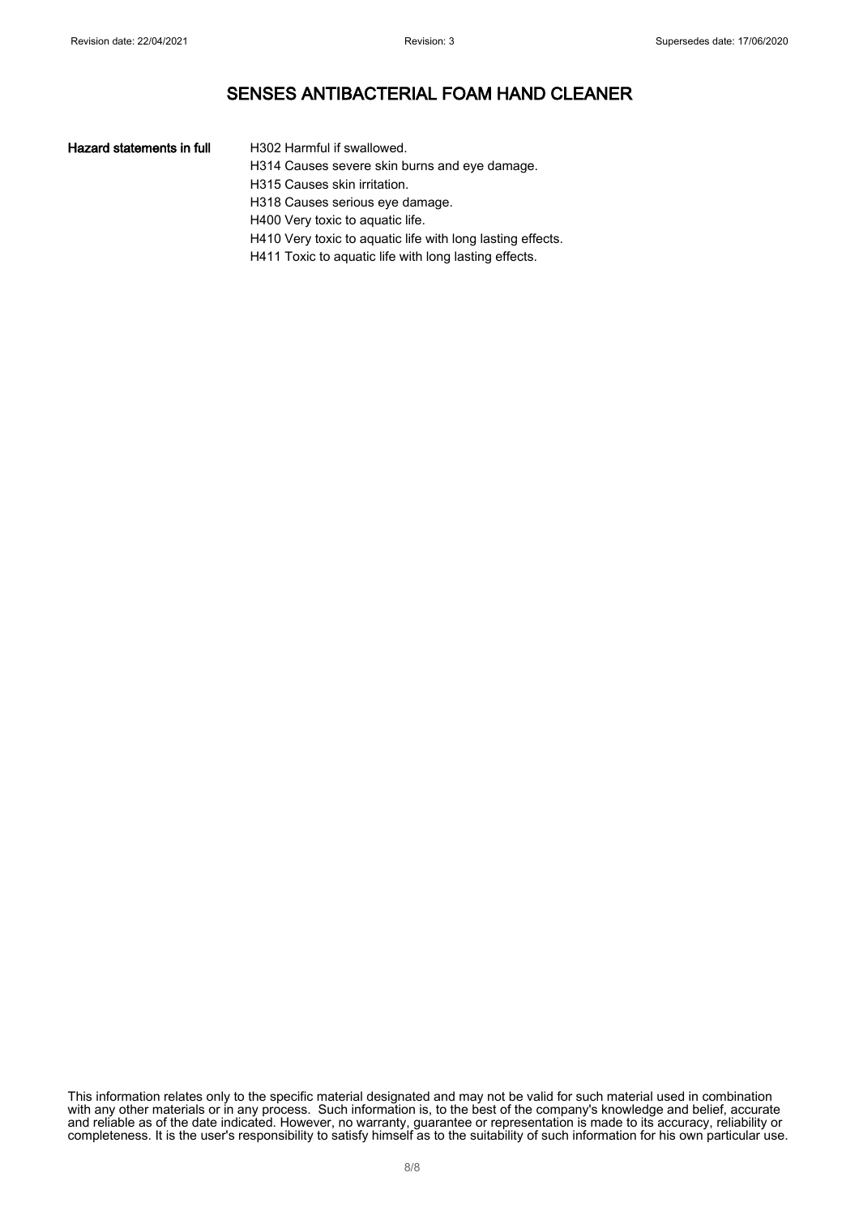**Hazard statements in full**

H302 Harmful if swallowed.
H314 Causes severe skin burns and eye damage.
H315 Causes skin irritation.
H318 Causes serious eye damage.
H400 Very toxic to aquatic life.
H410 Very toxic to aquatic life with long lasting effects.
H411 Toxic to aquatic life with long lasting effects.

This information relates only to the specific material designated and may not be valid for such material used in combination with any other materials or in any process. Such information is, to the best of the company's knowledge and belief, accurate and reliable as of the date indicated. However, no warranty, guarantee or representation is made to its accuracy, reliability or completeness. It is the user's responsibility to satisfy himself as to the suitability of such information for his own particular use.